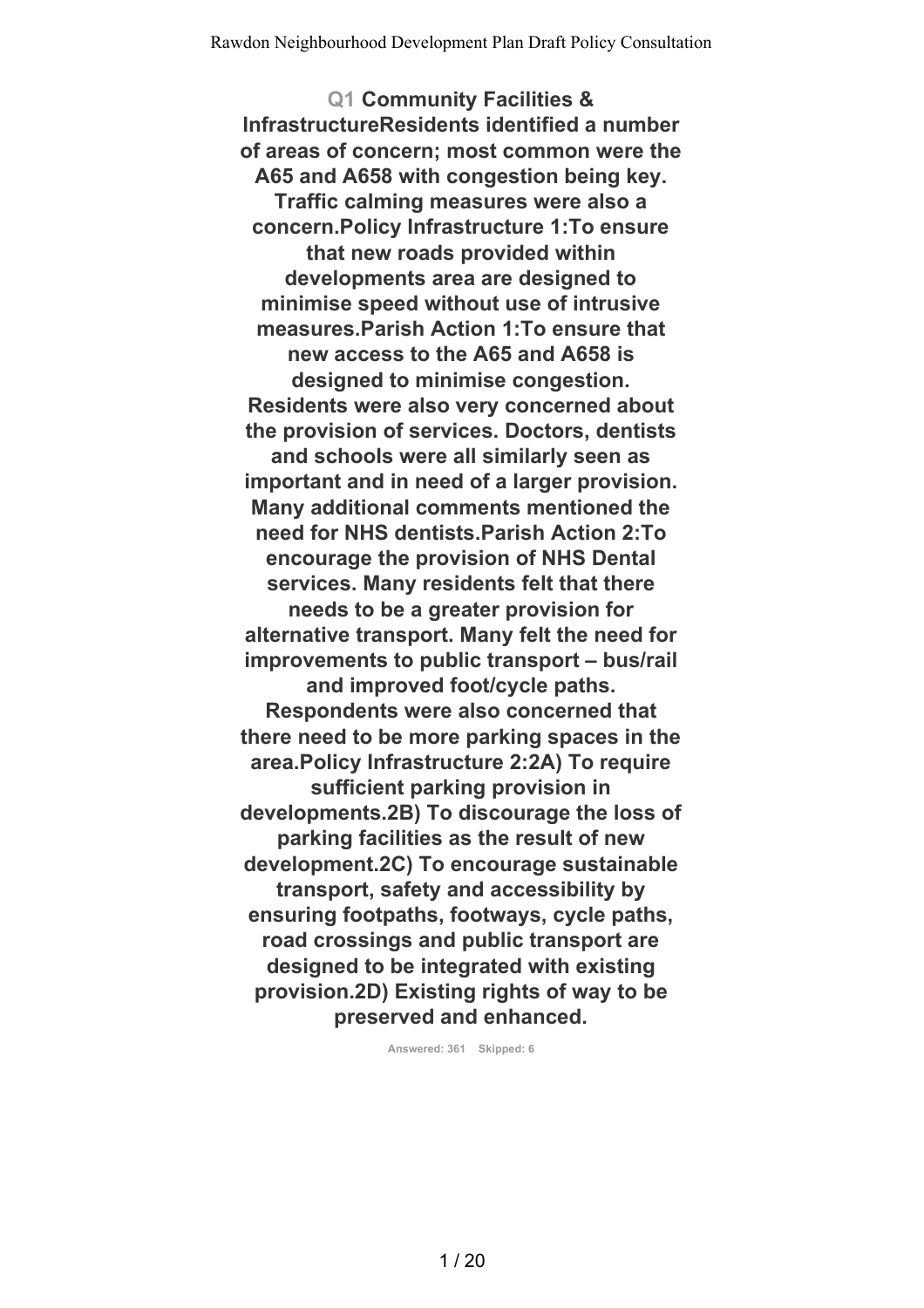**Q1 Community Facilities & InfrastructureResidents identified a number of areas of concern; most common were the A65 and A658 with congestion being key. Traffic calming measures were also a concern.Policy Infrastructure 1:To ensure that new roads provided within developments area are designed to minimise speed without use of intrusive measures.Parish Action 1:To ensure that new access to the A65 and A658 is designed to minimise congestion. Residents were also very concerned about the provision of services. Doctors, dentists and schools were all similarly seen as important and in need of a larger provision. Many additional comments mentioned the need for NHS dentists.Parish Action 2:To encourage the provision of NHS Dental services. Many residents felt that there needs to be a greater provision for alternative transport. Many felt the need for improvements to public transport – bus/rail and improved foot/cycle paths. Respondents were also concerned that there need to be more parking spaces in the area.Policy Infrastructure 2:2A) To require sufficient parking provision in developments.2B) To discourage the loss of parking facilities as the result of new development.2C) To encourage sustainable transport, safety and accessibility by ensuring footpaths, footways, cycle paths, road crossings and public transport are designed to be integrated with existing provision.2D) Existing rights of way to be preserved and enhanced.**

Answered: 361 Skipped: 6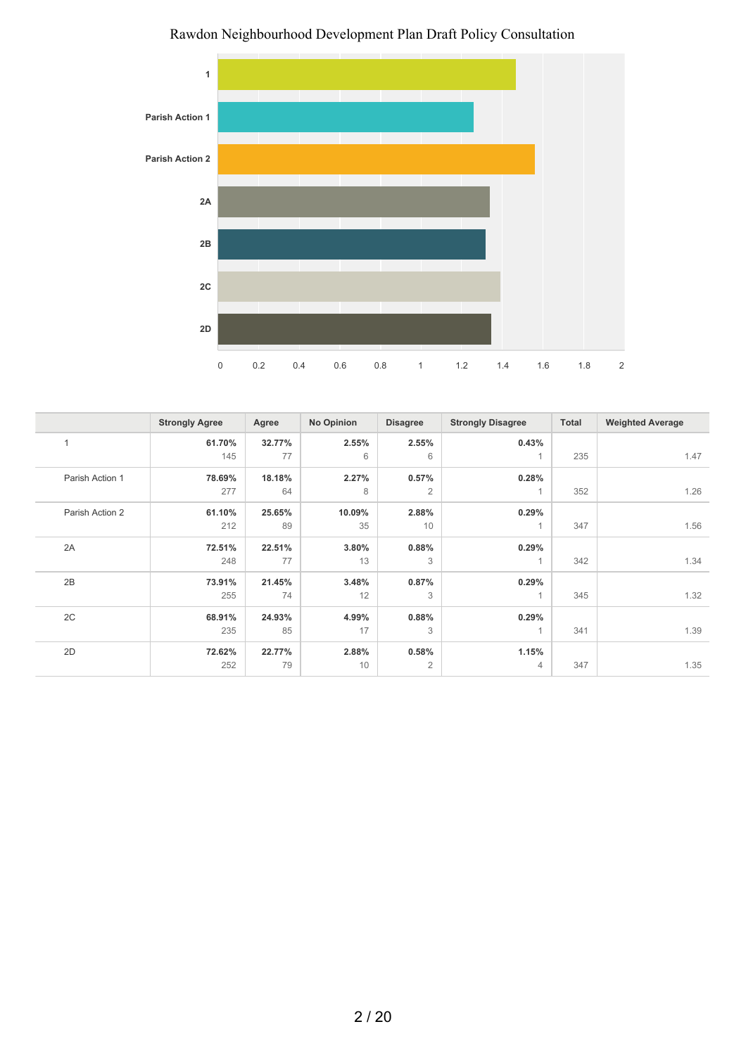Rawdon Neighbourhood Development Plan Draft Policy Consultation

| | Strongly Agree | Agree | No Opinion | Disagree | Strongly Disagree | Total | Weighted Average |
|---|---|---|---|---|---|---|---|
| 1 | **61.70%** 145 | **32.77%** 77 | **2.55%** 6 | **2.55%** 6 | **0.43%** 1 | 235 | 1.47 |
| Parish Action 1 | **78.69%** 277 | **18.18%** 64 | **2.27%** 8 | **0.57%** 2 | **0.28%** 1 | 352 | 1.26 |
| Parish Action 2 | **61.10%** 212 | **25.65%** 89 | **10.09%** 35 | **2.88%** 10 | **0.29%** 1 | 347 | 1.56 |
| 2A | **72.51%** 248 | **22.51%** 77 | **3.80%** 13 | **0.88%** 3 | **0.29%** 1 | 342 | 1.34 |
| 2B | **73.91%** 255 | **21.45%** 74 | **3.48%** 12 | **0.87%** 3 | **0.29%** 1 | 345 | 1.32 |
| 2C | **68.91%** 235 | **24.93%** 85 | **4.99%** 17 | **0.88%** 3 | **0.29%** 1 | 341 | 1.39 |
| 2D | **72.62%** 252 | **22.77%** 79 | **2.88%** 10 | **0.58%** 2 | **1.15%** 4 | 347 | 1.35 |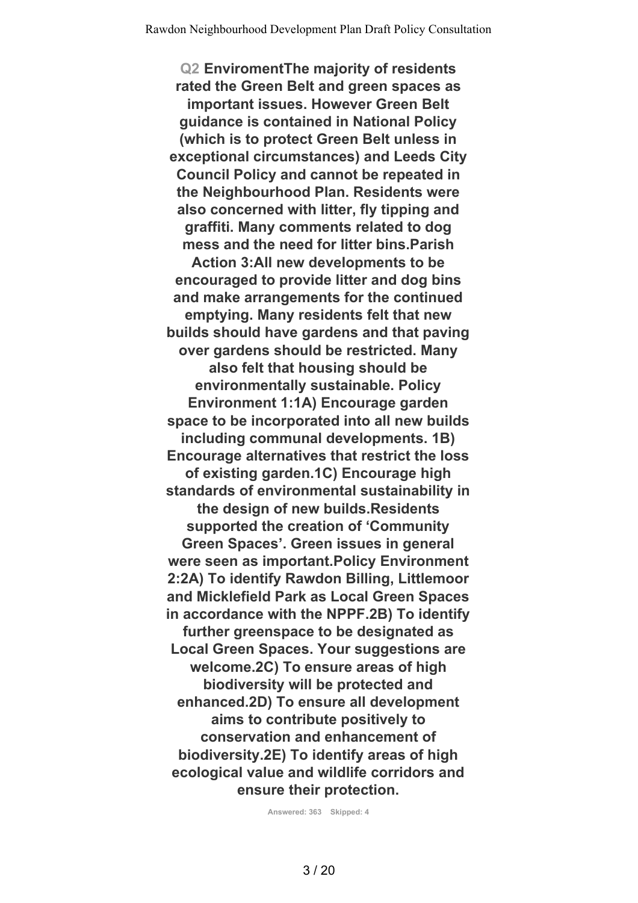**Q2 EnviromentThe majority of residents rated the Green Belt and green spaces as important issues. However Green Belt guidance is contained in National Policy (which is to protect Green Belt unless in exceptional circumstances) and Leeds City Council Policy and cannot be repeated in the Neighbourhood Plan. Residents were also concerned with litter, fly tipping and graffiti. Many comments related to dog mess and the need for litter bins.Parish Action 3:All new developments to be encouraged to provide litter and dog bins and make arrangements for the continued emptying. Many residents felt that new builds should have gardens and that paving over gardens should be restricted. Many also felt that housing should be environmentally sustainable. Policy Environment 1:1A) Encourage garden space to be incorporated into all new builds including communal developments. 1B) Encourage alternatives that restrict the loss of existing garden.1C) Encourage high standards of environmental sustainability in the design of new builds.Residents supported the creation of 'Community Green Spaces'. Green issues in general were seen as important.Policy Environment 2:2A) To identify Rawdon Billing, Littlemoor and Micklefield Park as Local Green Spaces in accordance with the NPPF.2B) To identify further greenspace to be designated as Local Green Spaces. Your suggestions are welcome.2C) To ensure areas of high biodiversity will be protected and enhanced.2D) To ensure all development aims to contribute positively to conservation and enhancement of biodiversity.2E) To identify areas of high ecological value and wildlife corridors and ensure their protection.**

Answered: 363    Skipped: 4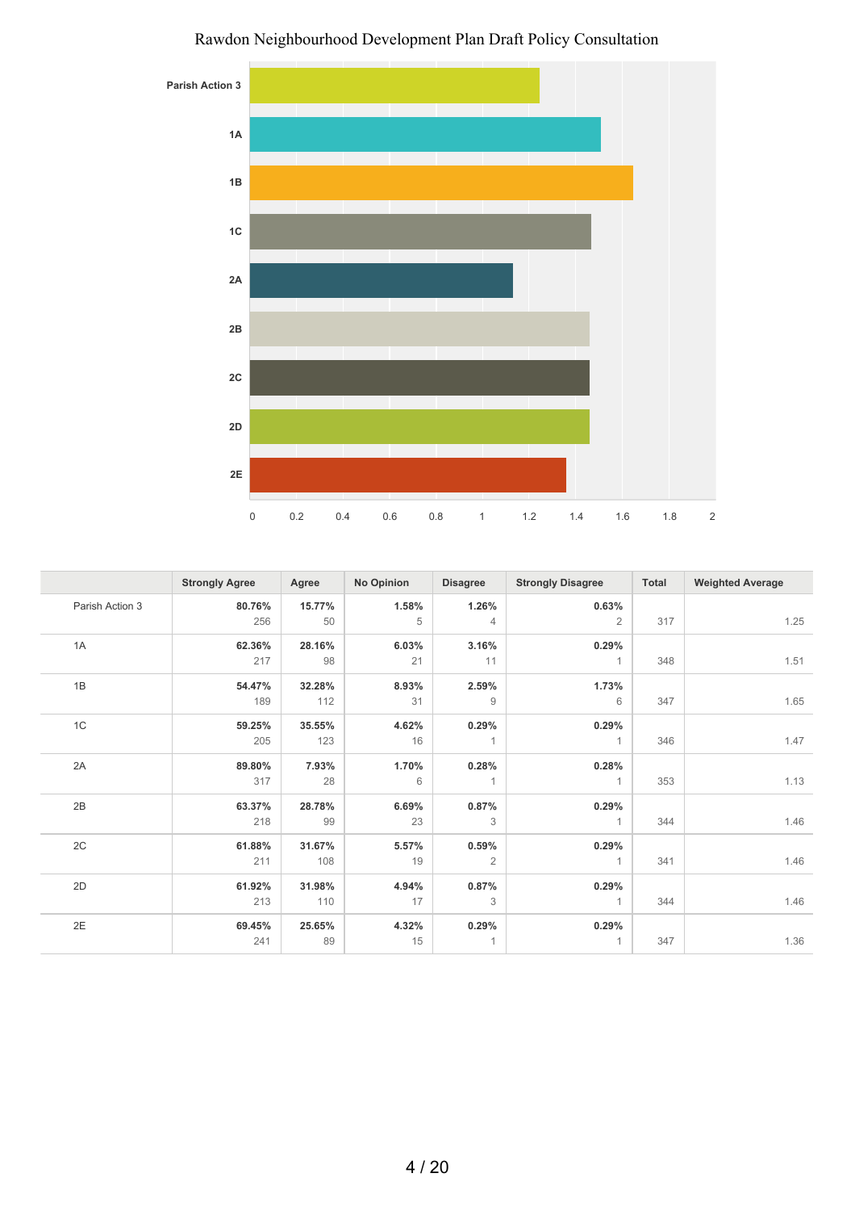# Rawdon Neighbourhood Development Plan Draft Policy Consultation

|  | Strongly Agree | Agree | No Opinion | Disagree | Strongly Disagree | Total | Weighted Average |
|---|---|---|---|---|---|---|---|
| Parish Action 3 | **80.76%** 256 | **15.77%** 50 | **1.58%** 5 | **1.26%** 4 | **0.63%** 2 | 317 | 1.25 |
| 1A | **62.36%** 217 | **28.16%** 98 | **6.03%** 21 | **3.16%** 11 | **0.29%** 1 | 348 | 1.51 |
| 1B | **54.47%** 189 | **32.28%** 112 | **8.93%** 31 | **2.59%** 9 | **1.73%** 6 | 347 | 1.65 |
| 1C | **59.25%** 205 | **35.55%** 123 | **4.62%** 16 | **0.29%** 1 | **0.29%** 1 | 346 | 1.47 |
| 2A | **89.80%** 317 | **7.93%** 28 | **1.70%** 6 | **0.28%** 1 | **0.28%** 1 | 353 | 1.13 |
| 2B | **63.37%** 218 | **28.78%** 99 | **6.69%** 23 | **0.87%** 3 | **0.29%** 1 | 344 | 1.46 |
| 2C | **61.88%** 211 | **31.67%** 108 | **5.57%** 19 | **0.59%** 2 | **0.29%** 1 | 341 | 1.46 |
| 2D | **61.92%** 213 | **31.98%** 110 | **4.94%** 17 | **0.87%** 3 | **0.29%** 1 | 344 | 1.46 |
| 2E | **69.45%** 241 | **25.65%** 89 | **4.32%** 15 | **0.29%** 1 | **0.29%** 1 | 347 | 1.36 |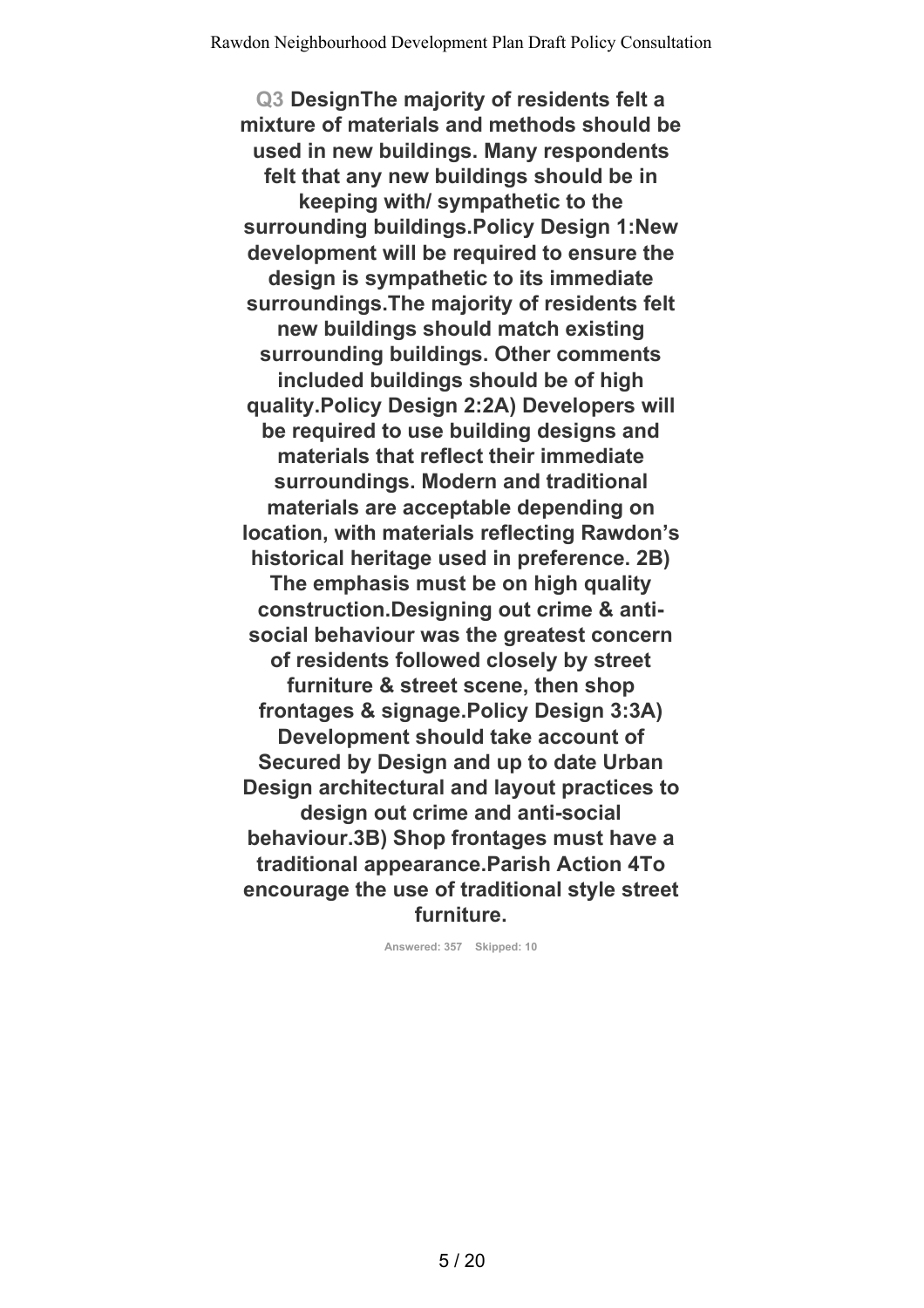**Q3 DesignThe majority of residents felt a mixture of materials and methods should be used in new buildings. Many respondents felt that any new buildings should be in keeping with/ sympathetic to the surrounding buildings.Policy Design 1:New development will be required to ensure the design is sympathetic to its immediate surroundings.The majority of residents felt new buildings should match existing surrounding buildings. Other comments included buildings should be of high quality.Policy Design 2:2A) Developers will be required to use building designs and materials that reflect their immediate surroundings. Modern and traditional materials are acceptable depending on location, with materials reflecting Rawdon's historical heritage used in preference. 2B) The emphasis must be on high quality construction.Designing out crime & anti-social behaviour was the greatest concern of residents followed closely by street furniture & street scene, then shop frontages & signage.Policy Design 3:3A) Development should take account of Secured by Design and up to date Urban Design architectural and layout practices to design out crime and anti-social behaviour.3B) Shop frontages must have a traditional appearance.Parish Action 4To encourage the use of traditional style street furniture.**

Answered: 357 Skipped: 10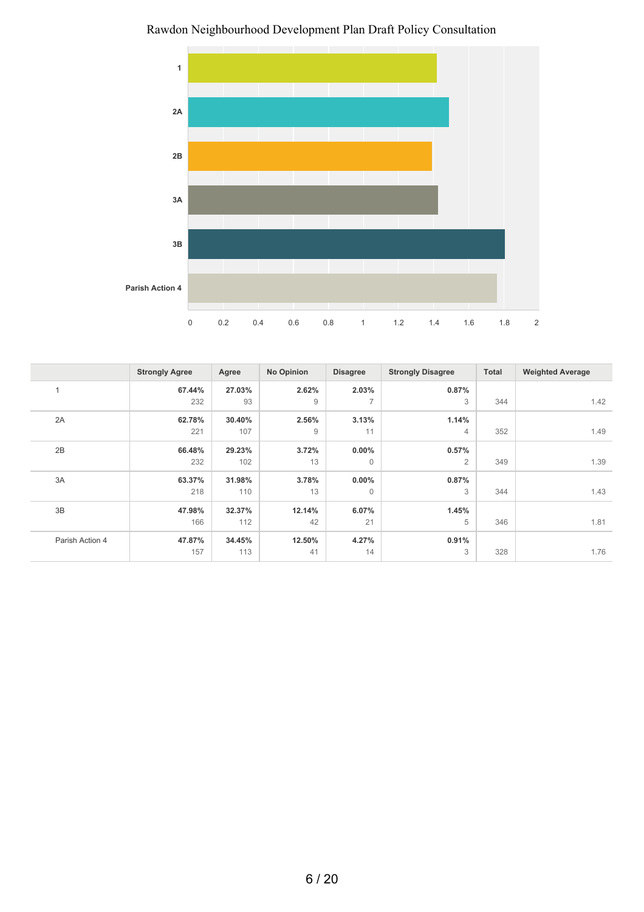# Rawdon Neighbourhood Development Plan Draft Policy Consultation

| | Strongly Agree | Agree | No Opinion | Disagree | Strongly Disagree | Total | Weighted Average |
|---|---|---|---|---|---|---|---|
| 1 | 67.44% 232 | 27.03% 93 | 2.62% 9 | 2.03% 7 | 0.87% 3 | 344 | 1.42 |
| 2A | 62.78% 221 | 30.40% 107 | 2.56% 9 | 3.13% 11 | 1.14% 4 | 352 | 1.49 |
| 2B | 66.48% 232 | 29.23% 102 | 3.72% 13 | 0.00% 0 | 0.57% 2 | 349 | 1.39 |
| 3A | 63.37% 218 | 31.98% 110 | 3.78% 13 | 0.00% 0 | 0.87% 3 | 344 | 1.43 |
| 3B | 47.98% 166 | 32.37% 112 | 12.14% 42 | 6.07% 21 | 1.45% 5 | 346 | 1.81 |
| Parish Action 4 | 47.87% 157 | 34.45% 113 | 12.50% 41 | 4.27% 14 | 0.91% 3 | 328 | 1.76 |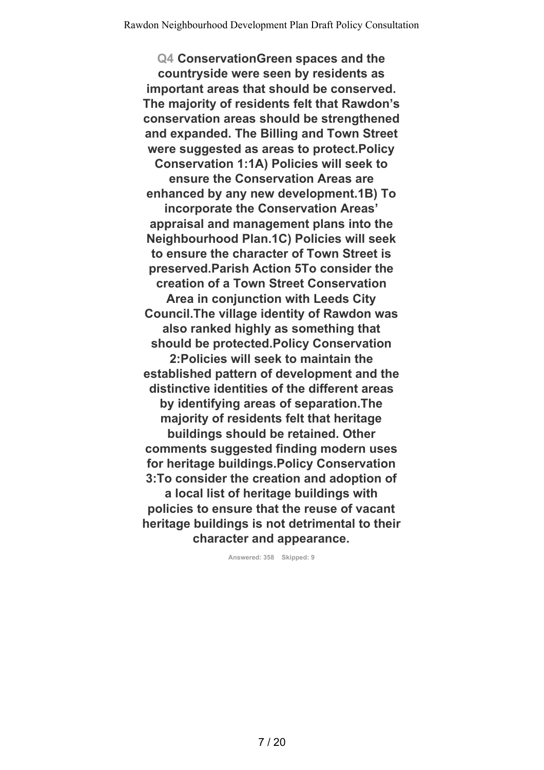**Q4 ConservationGreen spaces and the countryside were seen by residents as important areas that should be conserved. The majority of residents felt that Rawdon's conservation areas should be strengthened and expanded. The Billing and Town Street were suggested as areas to protect.Policy Conservation 1:1A) Policies will seek to ensure the Conservation Areas are enhanced by any new development.1B) To incorporate the Conservation Areas' appraisal and management plans into the Neighbourhood Plan.1C) Policies will seek to ensure the character of Town Street is preserved.Parish Action 5To consider the creation of a Town Street Conservation Area in conjunction with Leeds City Council.The village identity of Rawdon was also ranked highly as something that should be protected.Policy Conservation 2:Policies will seek to maintain the established pattern of development and the distinctive identities of the different areas by identifying areas of separation.The majority of residents felt that heritage buildings should be retained. Other comments suggested finding modern uses for heritage buildings.Policy Conservation 3:To consider the creation and adoption of a local list of heritage buildings with policies to ensure that the reuse of vacant heritage buildings is not detrimental to their character and appearance.**

Answered: 358 Skipped: 9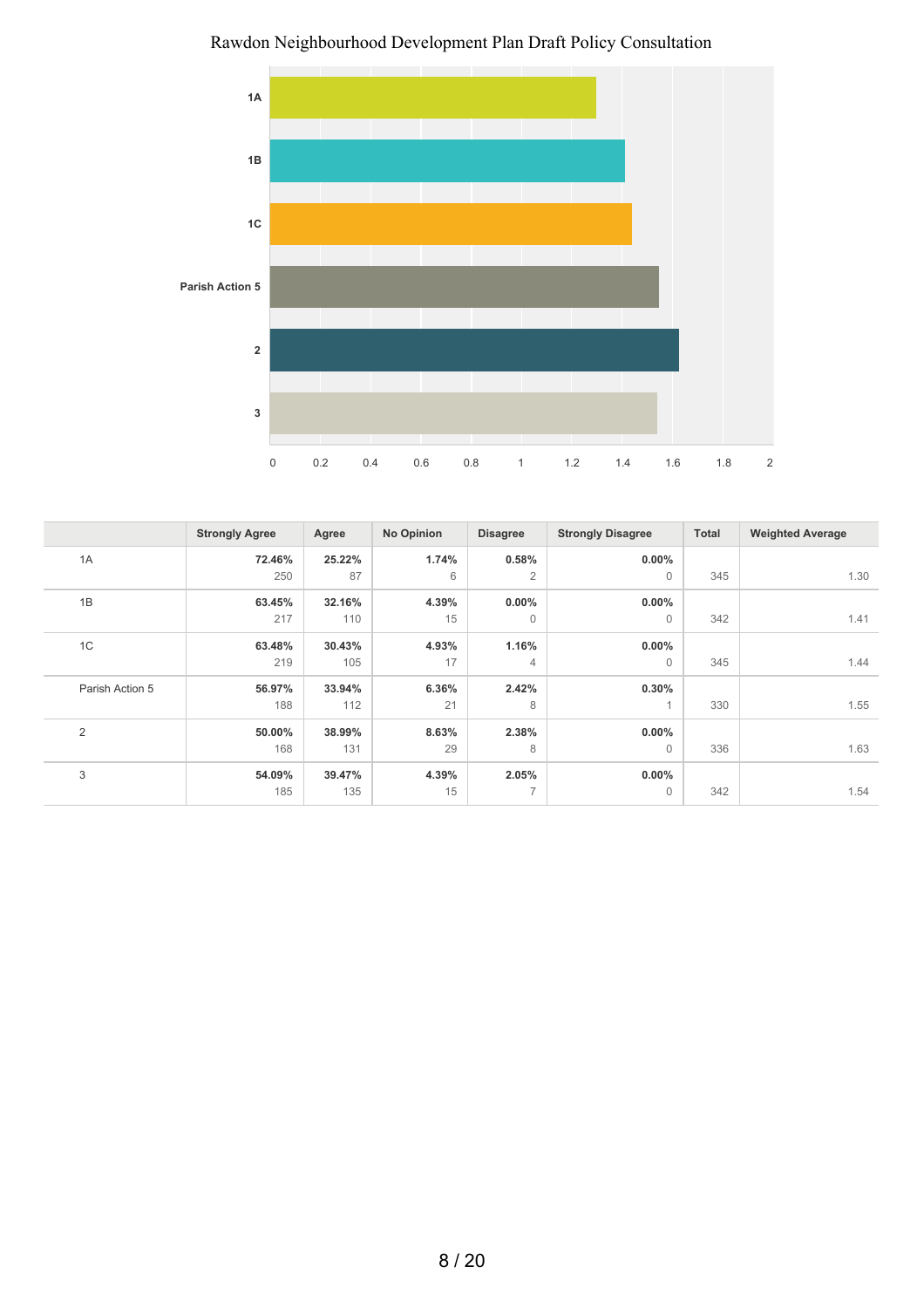Rawdon Neighbourhood Development Plan Draft Policy Consultation

| | Strongly Agree | Agree | No Opinion | Disagree | Strongly Disagree | Total | Weighted Average |
|---|---|---|---|---|---|---|---|
| 1A | 72.46% 250 | 25.22% 87 | 1.74% 6 | 0.58% 2 | 0.00% 0 | 345 | 1.30 |
| 1B | 63.45% 217 | 32.16% 110 | 4.39% 15 | 0.00% 0 | 0.00% 0 | 342 | 1.41 |
| 1C | 63.48% 219 | 30.43% 105 | 4.93% 17 | 1.16% 4 | 0.00% 0 | 345 | 1.44 |
| Parish Action 5 | 56.97% 188 | 33.94% 112 | 6.36% 21 | 2.42% 8 | 0.30% 1 | 330 | 1.55 |
| 2 | 50.00% 168 | 38.99% 131 | 8.63% 29 | 2.38% 8 | 0.00% 0 | 336 | 1.63 |
| 3 | 54.09% 185 | 39.47% 135 | 4.39% 15 | 2.05% 7 | 0.00% 0 | 342 | 1.54 |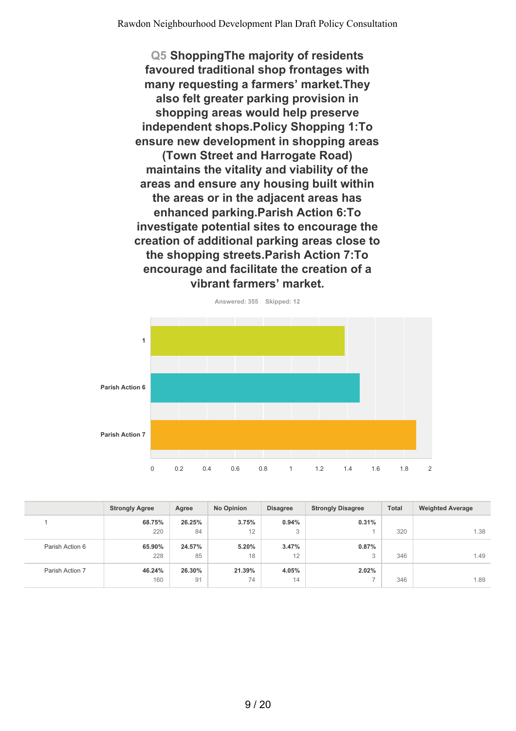**Q5 ShoppingThe majority of residents favoured traditional shop frontages with many requesting a farmers' market.They also felt greater parking provision in shopping areas would help preserve independent shops.Policy Shopping 1:To ensure new development in shopping areas (Town Street and Harrogate Road) maintains the vitality and viability of the areas and ensure any housing built within the areas or in the adjacent areas has enhanced parking.Parish Action 6:To investigate potential sites to encourage the creation of additional parking areas close to the shopping streets.Parish Action 7:To encourage and facilitate the creation of a vibrant farmers' market.**

Answered: 355 Skipped: 12

| | Strongly Agree | Agree | No Opinion | Disagree | Strongly Disagree | Total | Weighted Average |
|---|---|---|---|---|---|---|---|
| 1 | 68.75% 220 | 26.25% 84 | 3.75% 12 | 0.94% 3 | 0.31% 1 | 320 | 1.38 |
| Parish Action 6 | 65.90% 228 | 24.57% 85 | 5.20% 18 | 3.47% 12 | 0.87% 3 | 346 | 1.49 |
| Parish Action 7 | 46.24% 160 | 26.30% 91 | 21.39% 74 | 4.05% 14 | 2.02% 7 | 346 | 1.89 |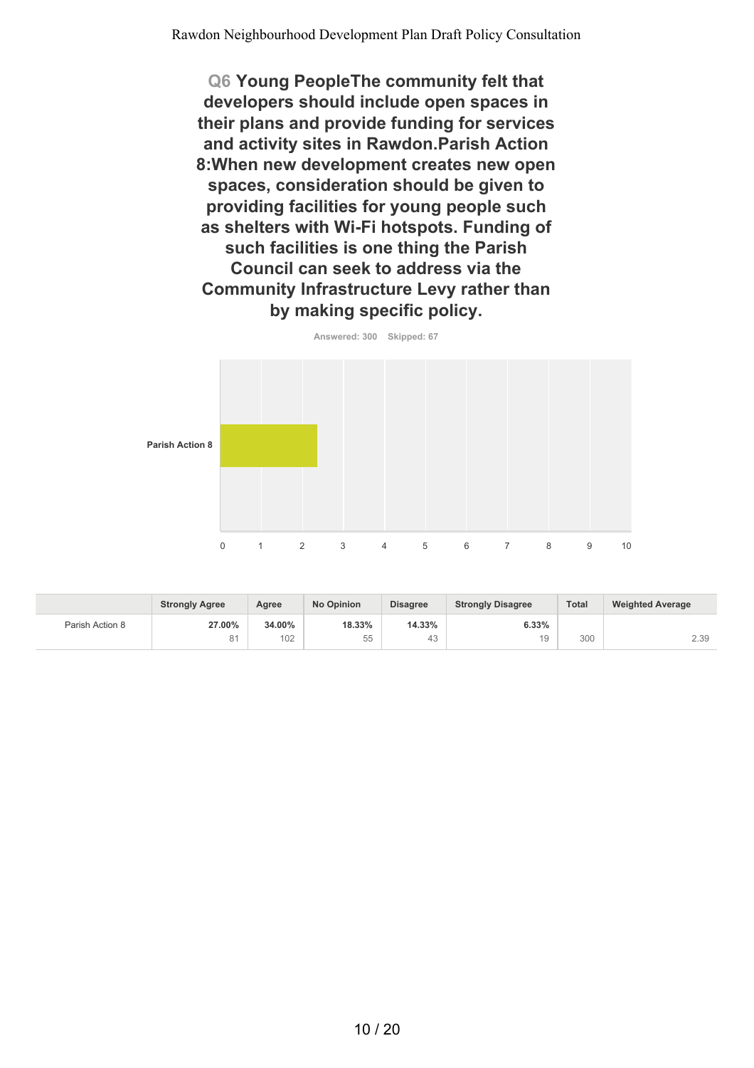## Q6 Young PeopleThe community felt that developers should include open spaces in their plans and provide funding for services and activity sites in Rawdon.Parish Action 8:When new development creates new open spaces, consideration should be given to providing facilities for young people such as shelters with Wi-Fi hotspots. Funding of such facilities is one thing the Parish Council can seek to address via the Community Infrastructure Levy rather than by making specific policy.

Answered: 300 Skipped: 67

| | Strongly Agree | Agree | No Opinion | Disagree | Strongly Disagree | Total | Weighted Average |
|---|---|---|---|---|---|---|---|
| Parish Action 8 | 27.00% 81 | 34.00% 102 | 18.33% 55 | 14.33% 43 | 6.33% 19 | 300 | 2.39 |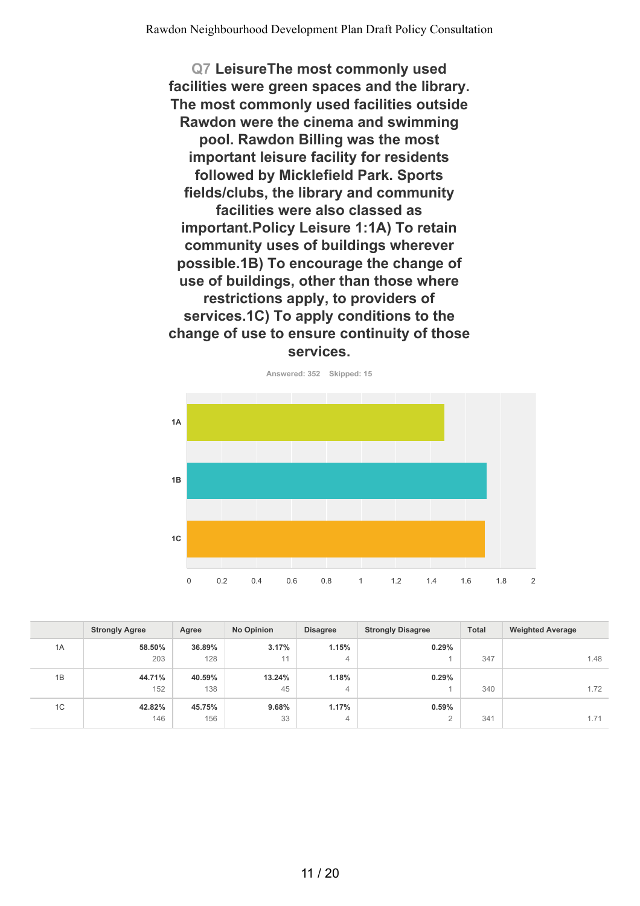## Q7 LeisureThe most commonly used facilities were green spaces and the library. The most commonly used facilities outside Rawdon were the cinema and swimming pool. Rawdon Billing was the most important leisure facility for residents followed by Micklefield Park. Sports fields/clubs, the library and community facilities were also classed as important.Policy Leisure 1:1A) To retain community uses of buildings wherever possible.1B) To encourage the change of use of buildings, other than those where restrictions apply, to providers of services.1C) To apply conditions to the change of use to ensure continuity of those services.

Answered: 352 Skipped: 15

| | Strongly Agree | Agree | No Opinion | Disagree | Strongly Disagree | Total | Weighted Average |
|---|---|---|---|---|---|---|---|
| 1A | 58.50% 203 | 36.89% 128 | 3.17% 11 | 1.15% 4 | 0.29% 1 | 347 | 1.48 |
| 1B | 44.71% 152 | 40.59% 138 | 13.24% 45 | 1.18% 4 | 0.29% 1 | 340 | 1.72 |
| 1C | 42.82% 146 | 45.75% 156 | 9.68% 33 | 1.17% 4 | 0.59% 2 | 341 | 1.71 |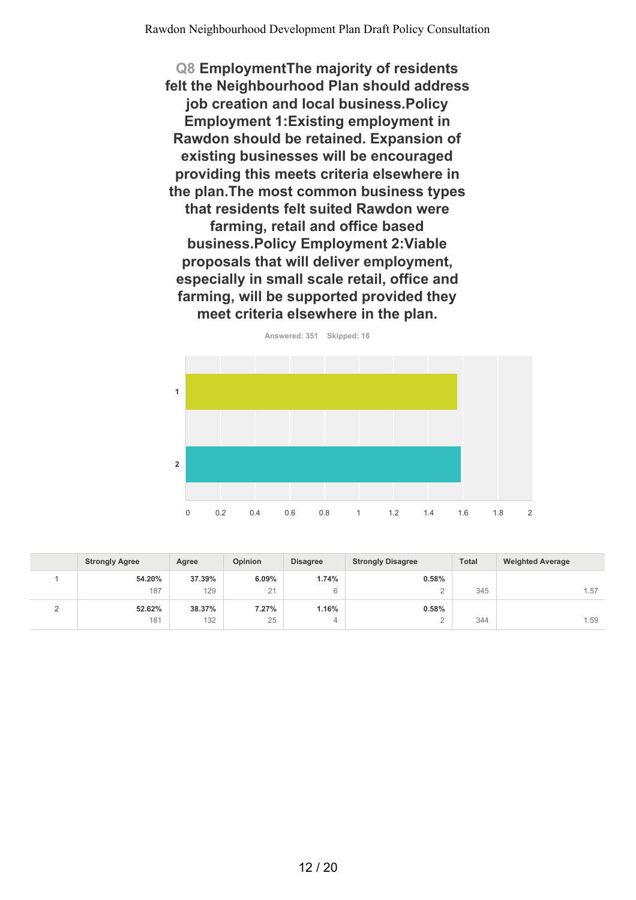## Q8 EmploymentThe majority of residents felt the Neighbourhood Plan should address job creation and local business.Policy Employment 1:Existing employment in Rawdon should be retained. Expansion of existing businesses will be encouraged providing this meets criteria elsewhere in the plan.The most common business types that residents felt suited Rawdon were farming, retail and office based business.Policy Employment 2:Viable proposals that will deliver employment, especially in small scale retail, office and farming, will be supported provided they meet criteria elsewhere in the plan.

Answered: 351 Skipped: 16

|  | Strongly Agree | Agree | Opinion | Disagree | Strongly Disagree | Total | Weighted Average |
|---|---|---|---|---|---|---|---|
| 1 | **54.20%**<br>187 | **37.39%**<br>129 | **6.09%**<br>21 | **1.74%**<br>6 | **0.58%**<br>2 | 345 | 1.57 |
| 2 | **52.62%**<br>181 | **38.37%**<br>132 | **7.27%**<br>25 | **1.16%**<br>4 | **0.58%**<br>2 | 344 | 1.59 |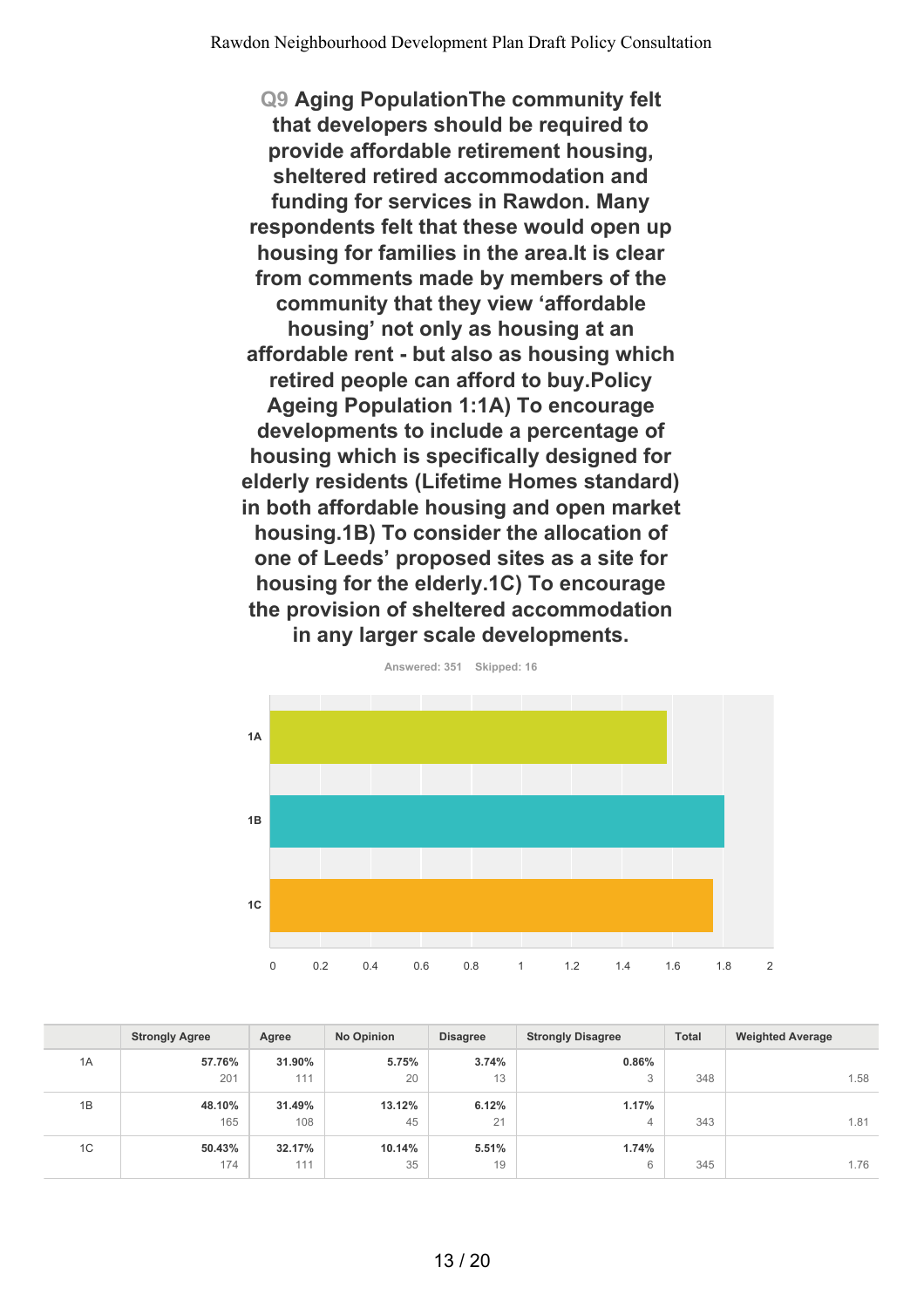**Q9 Aging PopulationThe community felt that developers should be required to provide affordable retirement housing, sheltered retired accommodation and funding for services in Rawdon. Many respondents felt that these would open up housing for families in the area.It is clear from comments made by members of the community that they view 'affordable housing' not only as housing at an affordable rent - but also as housing which retired people can afford to buy.Policy Ageing Population 1:1A) To encourage developments to include a percentage of housing which is specifically designed for elderly residents (Lifetime Homes standard) in both affordable housing and open market housing.1B) To consider the allocation of one of Leeds' proposed sites as a site for housing for the elderly.1C) To encourage the provision of sheltered accommodation in any larger scale developments.**

Answered: 351 Skipped: 16

| | Strongly Agree | Agree | No Opinion | Disagree | Strongly Disagree | Total | Weighted Average |
|---|---|---|---|---|---|---|---|
| 1A | 57.76% 201 | 31.90% 111 | 5.75% 20 | 3.74% 13 | 0.86% 3 | 348 | 1.58 |
| 1B | 48.10% 165 | 31.49% 108 | 13.12% 45 | 6.12% 21 | 1.17% 4 | 343 | 1.81 |
| 1C | 50.43% 174 | 32.17% 111 | 10.14% 35 | 5.51% 19 | 1.74% 6 | 345 | 1.76 |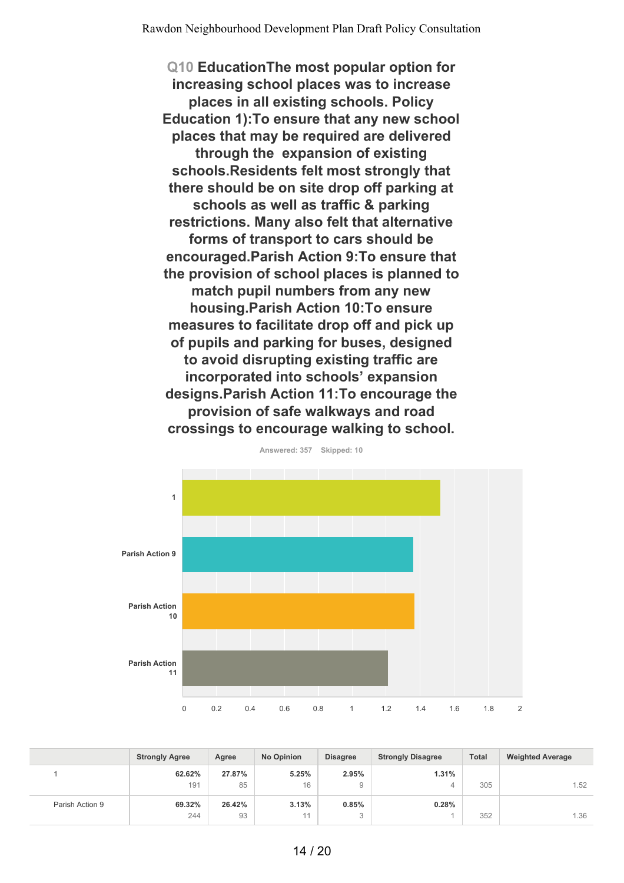**Q10 EducationThe most popular option for increasing school places was to increase places in all existing schools. Policy Education 1):To ensure that any new school places that may be required are delivered through the expansion of existing schools.Residents felt most strongly that there should be on site drop off parking at schools as well as traffic & parking restrictions. Many also felt that alternative forms of transport to cars should be encouraged.Parish Action 9:To ensure that the provision of school places is planned to match pupil numbers from any new housing.Parish Action 10:To ensure measures to facilitate drop off and pick up of pupils and parking for buses, designed to avoid disrupting existing traffic are incorporated into schools' expansion designs.Parish Action 11:To encourage the provision of safe walkways and road crossings to encourage walking to school.**

Answered: 357 Skipped: 10

| | Strongly Agree | Agree | No Opinion | Disagree | Strongly Disagree | Total | Weighted Average |
|---|---|---|---|---|---|---|---|
| 1 | **62.62%** 191 | **27.87%** 85 | **5.25%** 16 | **2.95%** 9 | **1.31%** 4 | 305 | 1.52 |
| Parish Action 9 | **69.32%** 244 | **26.42%** 93 | **3.13%** 11 | **0.85%** 3 | **0.28%** 1 | 352 | 1.36 |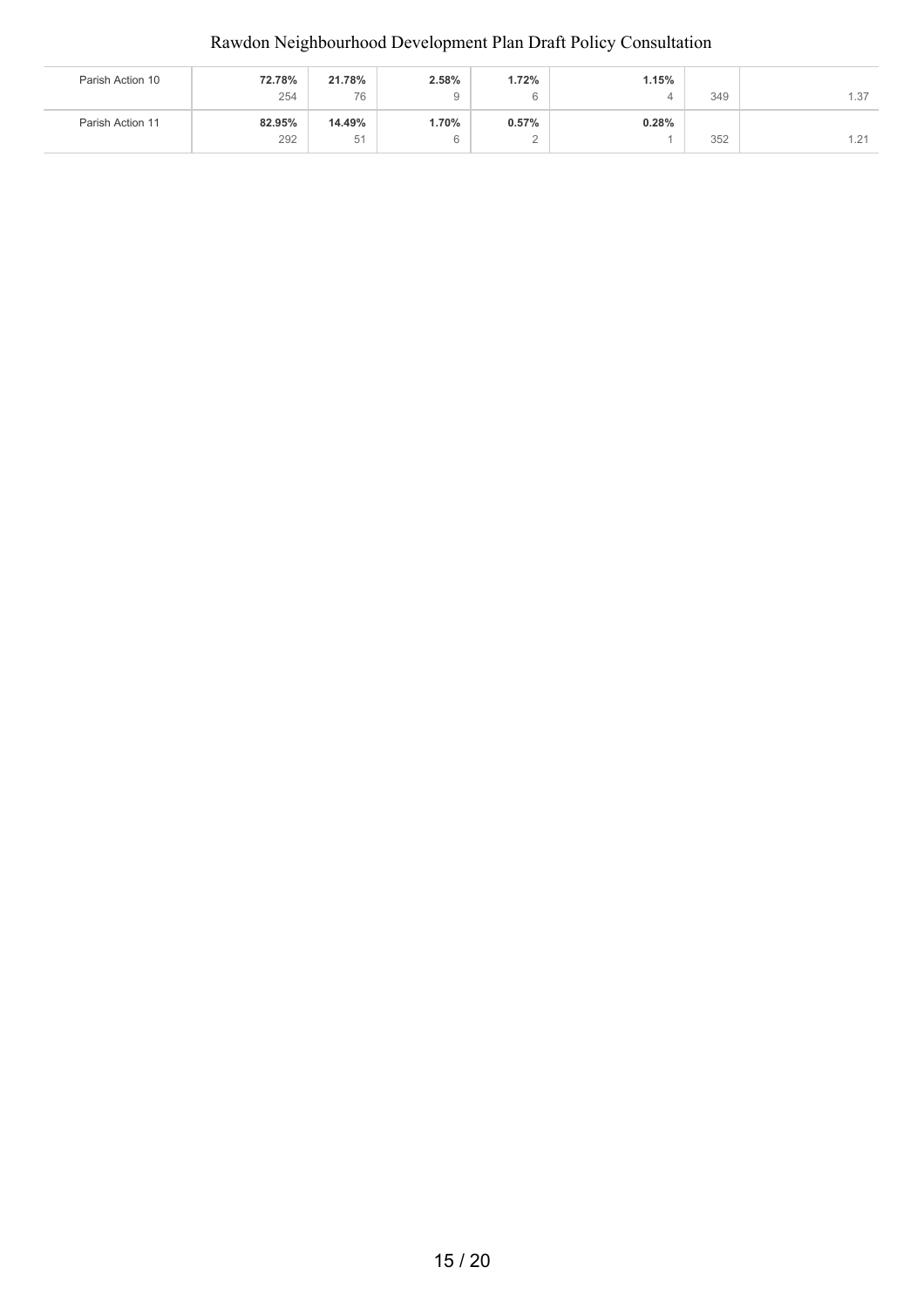| | | | | | | | |
|---|---|---|---|---|---|---|---|
| Parish Action 10 | **72.78%**<br>254 | **21.78%**<br>76 | **2.58%**<br>9 | **1.72%**<br>6 | **1.15%**<br>4 | 349 | 1.37 |
| Parish Action 11 | **82.95%**<br>292 | **14.49%**<br>51 | **1.70%**<br>6 | **0.57%**<br>2 | **0.28%**<br>1 | 352 | 1.21 |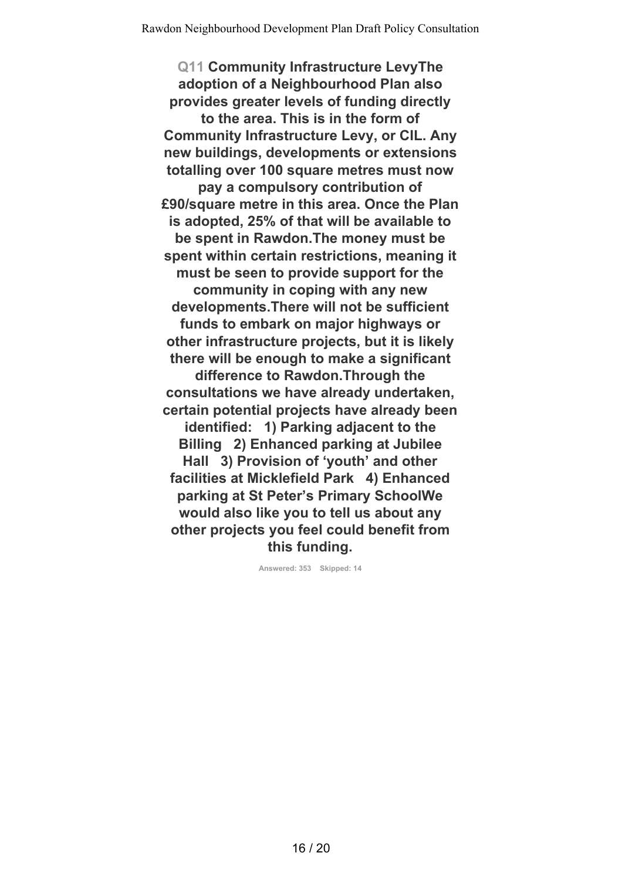**Q11 Community Infrastructure LevyThe adoption of a Neighbourhood Plan also provides greater levels of funding directly to the area. This is in the form of Community Infrastructure Levy, or CIL. Any new buildings, developments or extensions totalling over 100 square metres must now pay a compulsory contribution of £90/square metre in this area. Once the Plan is adopted, 25% of that will be available to be spent in Rawdon.The money must be spent within certain restrictions, meaning it must be seen to provide support for the community in coping with any new developments.There will not be sufficient funds to embark on major highways or other infrastructure projects, but it is likely there will be enough to make a significant difference to Rawdon.Through the consultations we have already undertaken, certain potential projects have already been identified: 1) Parking adjacent to the Billing 2) Enhanced parking at Jubilee Hall 3) Provision of 'youth' and other facilities at Micklefield Park 4) Enhanced parking at St Peter's Primary SchoolWe would also like you to tell us about any other projects you feel could benefit from this funding.**

Answered: 353 Skipped: 14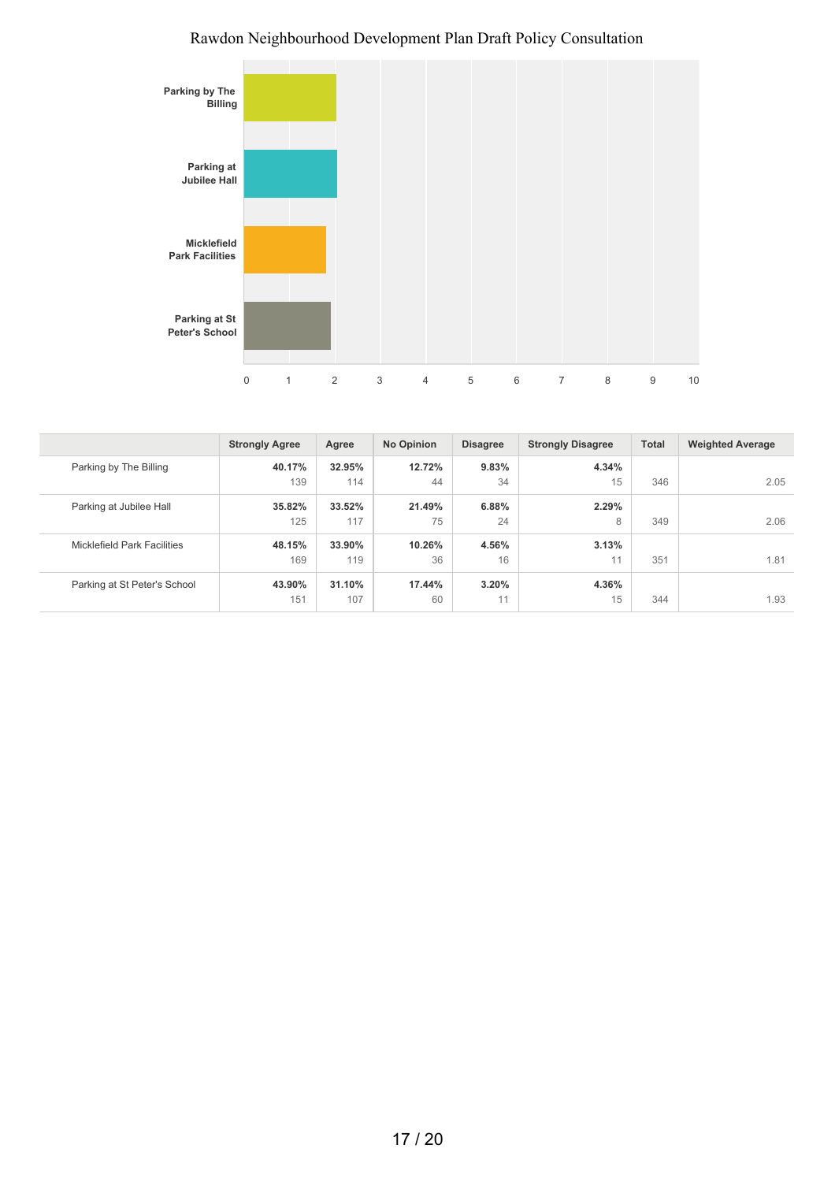# Rawdon Neighbourhood Development Plan Draft Policy Consultation

| | Strongly Agree | Agree | No Opinion | Disagree | Strongly Disagree | Total | Weighted Average |
|---|---|---|---|---|---|---|---|
| Parking by The Billing | **40.17%** 139 | **32.95%** 114 | **12.72%** 44 | **9.83%** 34 | **4.34%** 15 | 346 | 2.05 |
| Parking at Jubilee Hall | **35.82%** 125 | **33.52%** 117 | **21.49%** 75 | **6.88%** 24 | **2.29%** 8 | 349 | 2.06 |
| Micklefield Park Facilities | **48.15%** 169 | **33.90%** 119 | **10.26%** 36 | **4.56%** 16 | **3.13%** 11 | 351 | 1.81 |
| Parking at St Peter's School | **43.90%** 151 | **31.10%** 107 | **17.44%** 60 | **3.20%** 11 | **4.36%** 15 | 344 | 1.93 |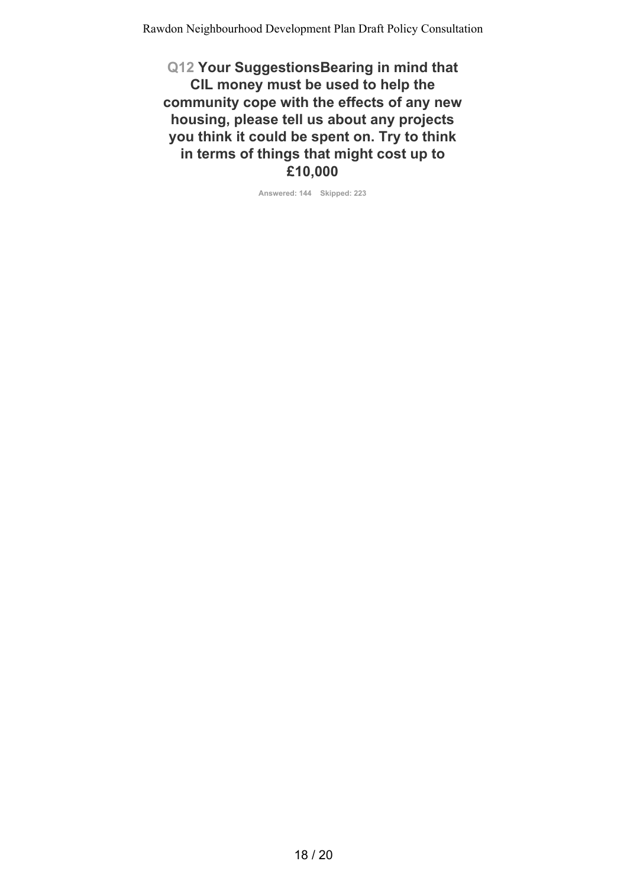## Q12 Your SuggestionsBearing in mind that CIL money must be used to help the community cope with the effects of any new housing, please tell us about any projects you think it could be spent on. Try to think in terms of things that might cost up to £10,000

Answered: 144 Skipped: 223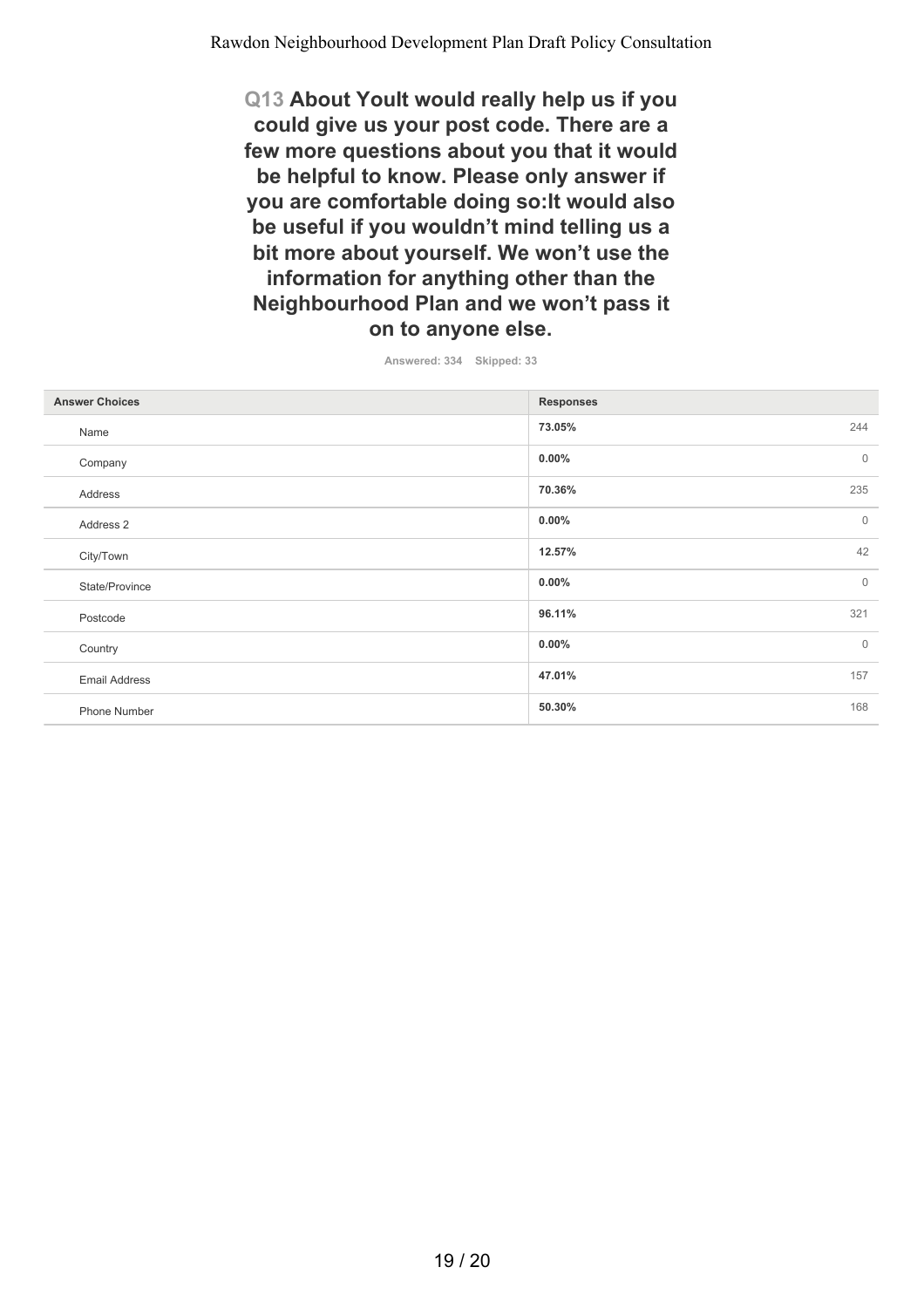## Q13 About YouIt would really help us if you could give us your post code. There are a few more questions about you that it would be helpful to know. Please only answer if you are comfortable doing so:It would also be useful if you wouldn't mind telling us a bit more about yourself. We won't use the information for anything other than the Neighbourhood Plan and we won't pass it on to anyone else.

Answered: 334 Skipped: 33

| Answer Choices | Responses | |
|---|---|---|
| Name | 73.05% | 244 |
| Company | 0.00% | 0 |
| Address | 70.36% | 235 |
| Address 2 | 0.00% | 0 |
| City/Town | 12.57% | 42 |
| State/Province | 0.00% | 0 |
| Postcode | 96.11% | 321 |
| Country | 0.00% | 0 |
| Email Address | 47.01% | 157 |
| Phone Number | 50.30% | 168 |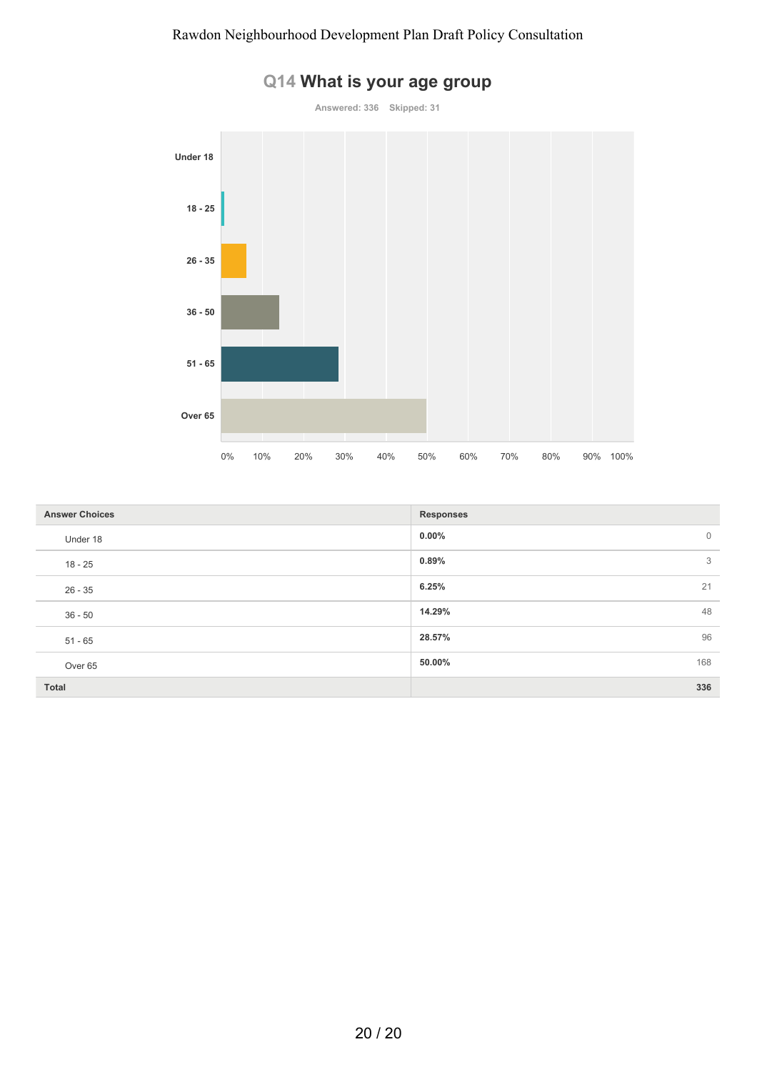## Q14 What is your age group

Answered: 336    Skipped: 31

Under 18
18 - 25
26 - 35
36 - 50
51 - 65
Over 65

0% 10% 20% 30% 40% 50% 60% 70% 80% 90% 100%

| Answer Choices | Responses | |
|---|---|---|
| Under 18 | 0.00% | 0 |
| 18 - 25 | 0.89% | 3 |
| 26 - 35 | 6.25% | 21 |
| 36 - 50 | 14.29% | 48 |
| 51 - 65 | 28.57% | 96 |
| Over 65 | 50.00% | 168 |
| **Total** | | **336** |